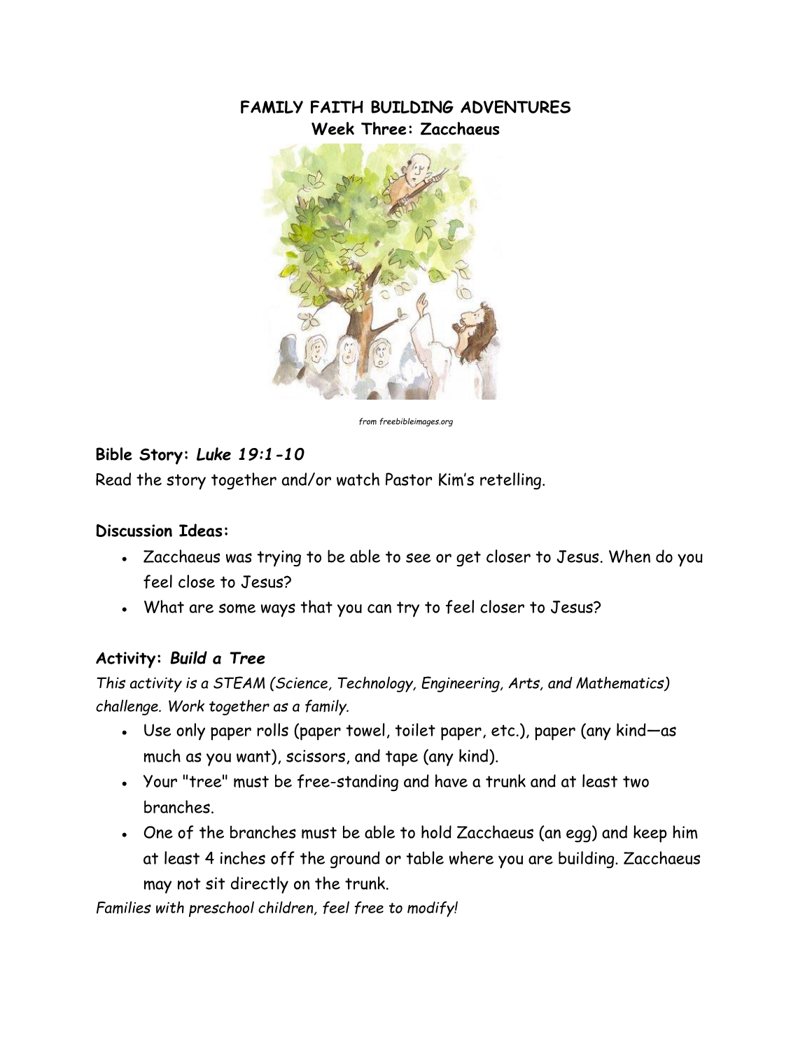# FAMILY FAITH BUILDING ADVENTURES
## Week Three: Zacchaeus

*from freebibleimages.org*

**Bible Story: *Luke 19:1-10***

Read the story together and/or watch Pastor Kim's retelling.

**Discussion Ideas:**

- Zacchaeus was trying to be able to see or get closer to Jesus. When do you feel close to Jesus?
- What are some ways that you can try to feel closer to Jesus?

**Activity: *Build a Tree***

*This activity is a STEAM (Science, Technology, Engineering, Arts, and Mathematics) challenge. Work together as a family.*

- Use only paper rolls (paper towel, toilet paper, etc.), paper (any kind—as much as you want), scissors, and tape (any kind).
- Your "tree" must be free-standing and have a trunk and at least two branches.
- One of the branches must be able to hold Zacchaeus (an egg) and keep him at least 4 inches off the ground or table where you are building. Zacchaeus may not sit directly on the trunk.

*Families with preschool children, feel free to modify!*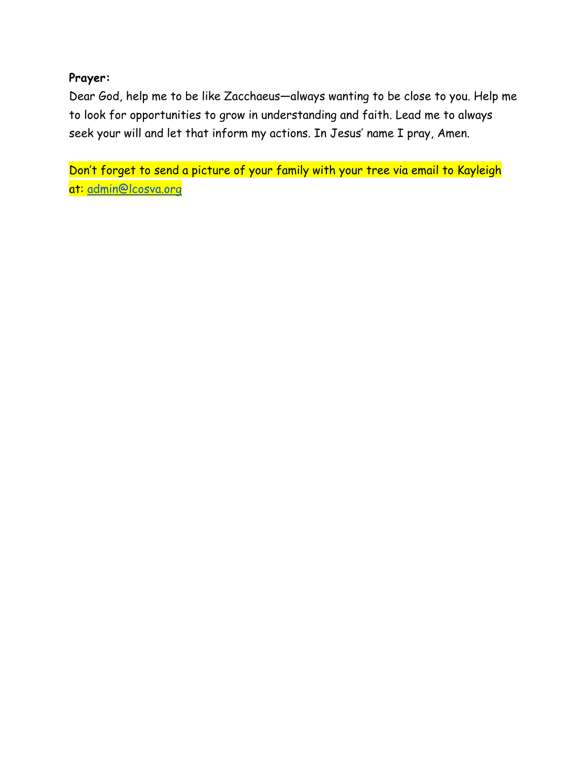**Prayer:**

Dear God, help me to be like Zacchaeus—always wanting to be close to you. Help me to look for opportunities to grow in understanding and faith. Lead me to always seek your will and let that inform my actions. In Jesus' name I pray, Amen.

Don't forget to send a picture of your family with your tree via email to Kayleigh at: admin@lcosva.org